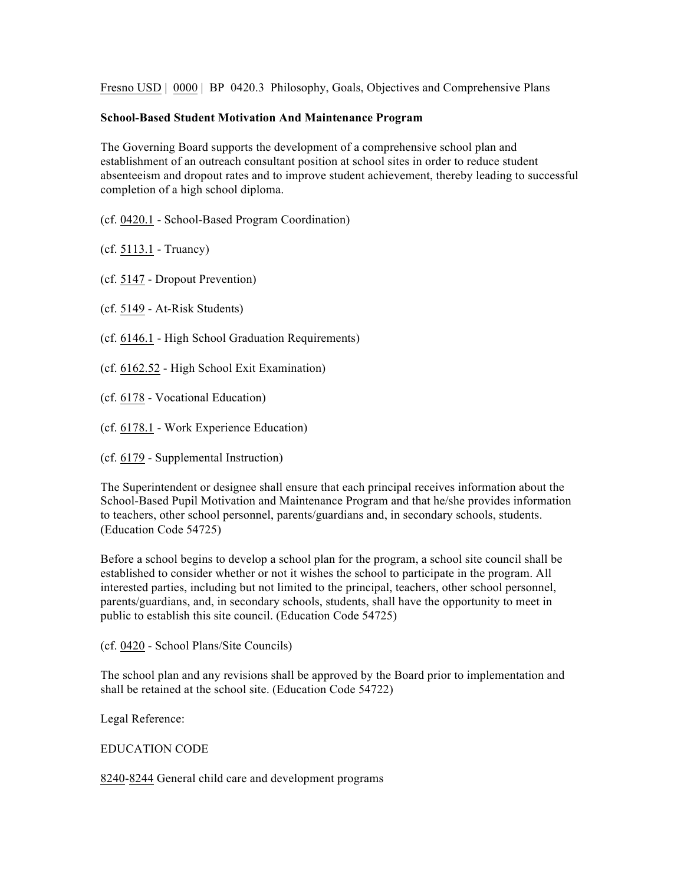Fresno USD | 0000 | BP 0420.3 Philosophy, Goals, Objectives and Comprehensive Plans

**School-Based Student Motivation And Maintenance Program**

The Governing Board supports the development of a comprehensive school plan and establishment of an outreach consultant position at school sites in order to reduce student absenteeism and dropout rates and to improve student achievement, thereby leading to successful completion of a high school diploma.

(cf. 0420.1 - School-Based Program Coordination)

(cf. 5113.1 - Truancy)

(cf. 5147 - Dropout Prevention)

(cf. 5149 - At-Risk Students)

(cf. 6146.1 - High School Graduation Requirements)

(cf. 6162.52 - High School Exit Examination)

(cf. 6178 - Vocational Education)

(cf. 6178.1 - Work Experience Education)

(cf. 6179 - Supplemental Instruction)

The Superintendent or designee shall ensure that each principal receives information about the School-Based Pupil Motivation and Maintenance Program and that he/she provides information to teachers, other school personnel, parents/guardians and, in secondary schools, students. (Education Code 54725)

Before a school begins to develop a school plan for the program, a school site council shall be established to consider whether or not it wishes the school to participate in the program. All interested parties, including but not limited to the principal, teachers, other school personnel, parents/guardians, and, in secondary schools, students, shall have the opportunity to meet in public to establish this site council. (Education Code 54725)

(cf. 0420 - School Plans/Site Councils)

The school plan and any revisions shall be approved by the Board prior to implementation and shall be retained at the school site. (Education Code 54722)

Legal Reference:

EDUCATION CODE

8240-8244 General child care and development programs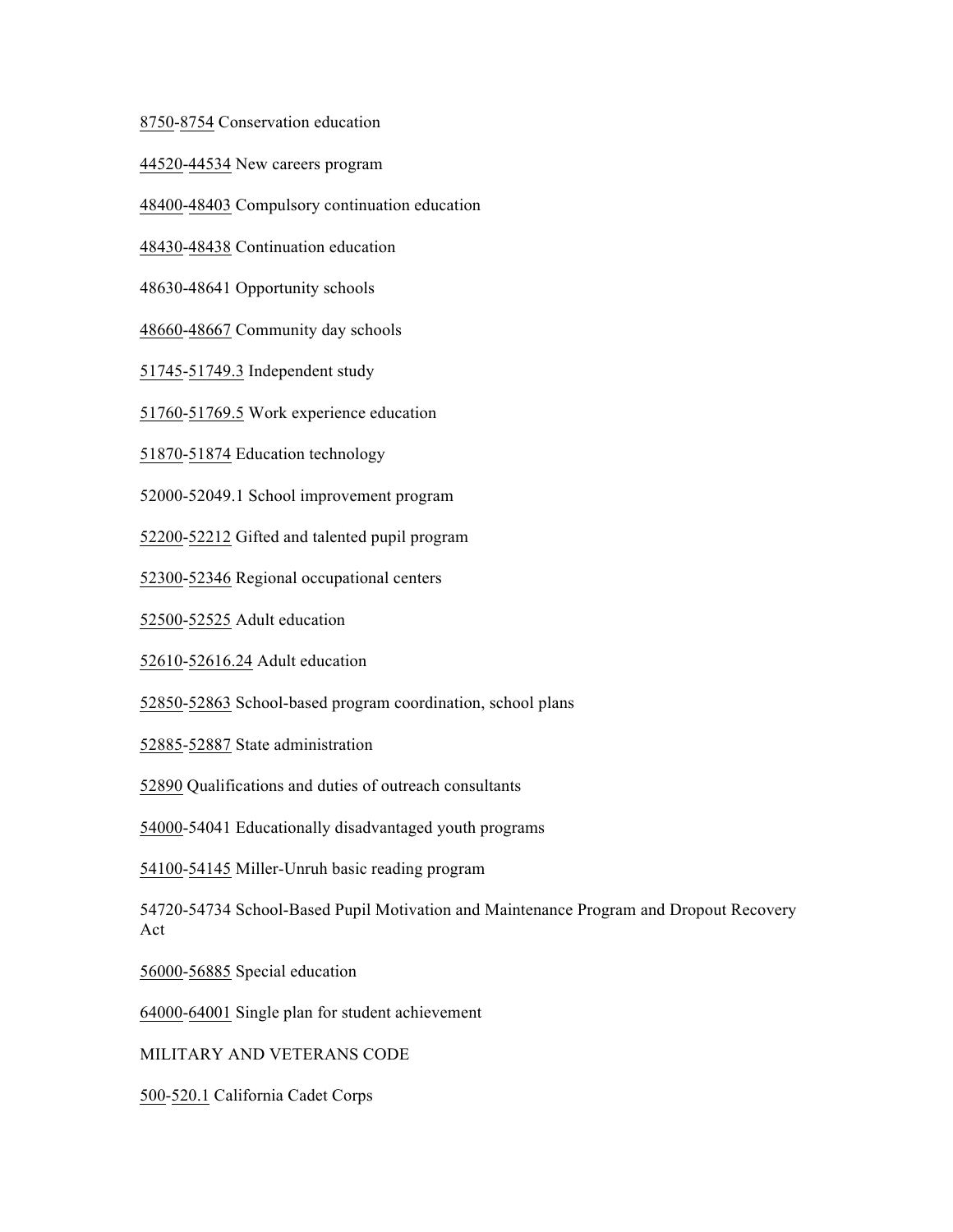8750-8754 Conservation education

44520-44534 New careers program

48400-48403 Compulsory continuation education

48430-48438 Continuation education

48630-48641 Opportunity schools

48660-48667 Community day schools

51745-51749.3 Independent study

51760-51769.5 Work experience education

51870-51874 Education technology

52000-52049.1 School improvement program

52200-52212 Gifted and talented pupil program

52300-52346 Regional occupational centers

52500-52525 Adult education

52610-52616.24 Adult education

52850-52863 School-based program coordination, school plans

52885-52887 State administration

52890 Qualifications and duties of outreach consultants

54000-54041 Educationally disadvantaged youth programs

54100-54145 Miller-Unruh basic reading program

54720-54734 School-Based Pupil Motivation and Maintenance Program and Dropout Recovery Act

56000-56885 Special education

64000-64001 Single plan for student achievement

MILITARY AND VETERANS CODE

500-520.1 California Cadet Corps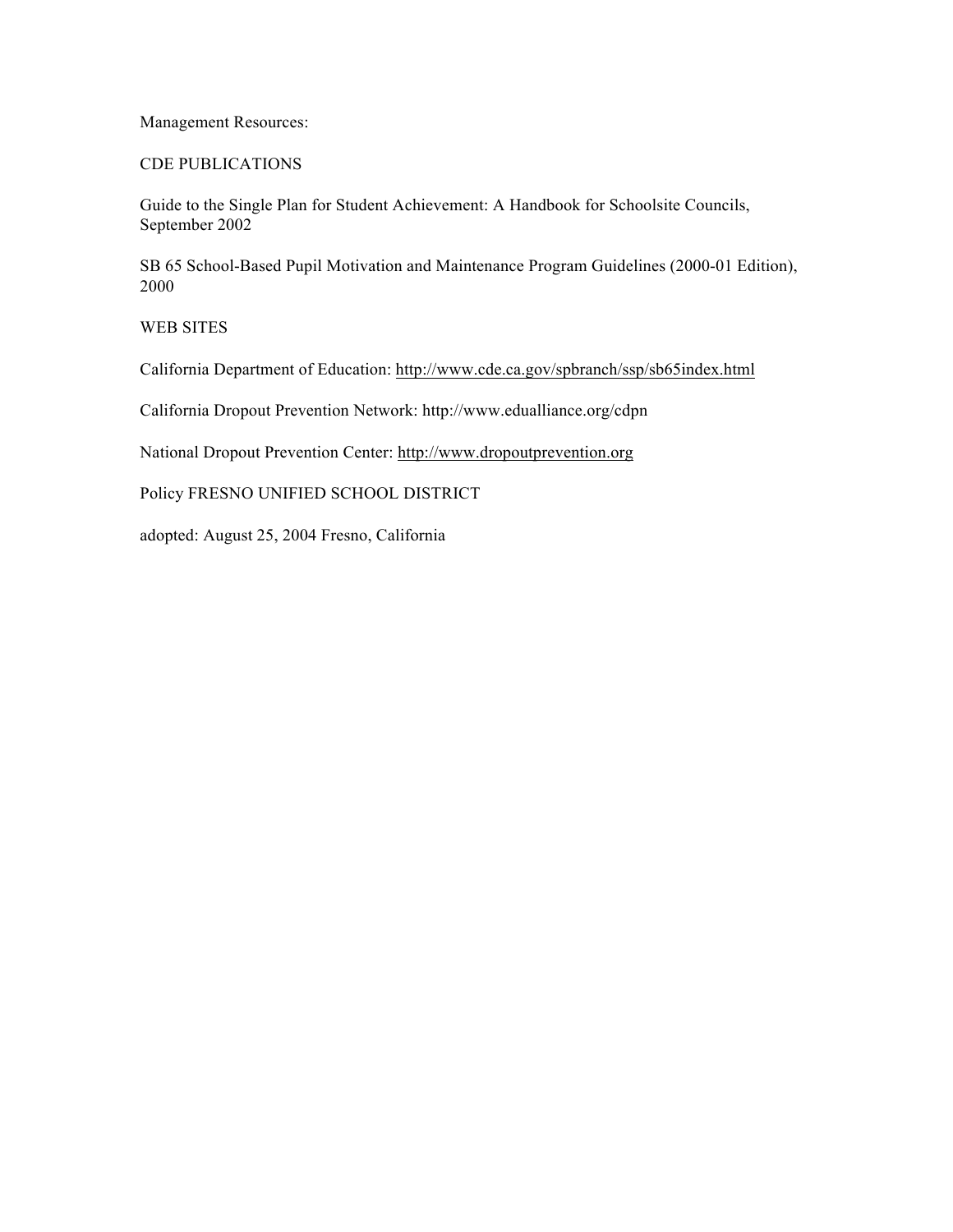Management Resources:

CDE PUBLICATIONS

Guide to the Single Plan for Student Achievement: A Handbook for Schoolsite Councils, September 2002

SB 65 School-Based Pupil Motivation and Maintenance Program Guidelines (2000-01 Edition), 2000

WEB SITES

California Department of Education: http://www.cde.ca.gov/spbranch/ssp/sb65index.html

California Dropout Prevention Network: http://www.edualliance.org/cdpn

National Dropout Prevention Center: http://www.dropoutprevention.org

Policy FRESNO UNIFIED SCHOOL DISTRICT

adopted: August 25, 2004 Fresno, California